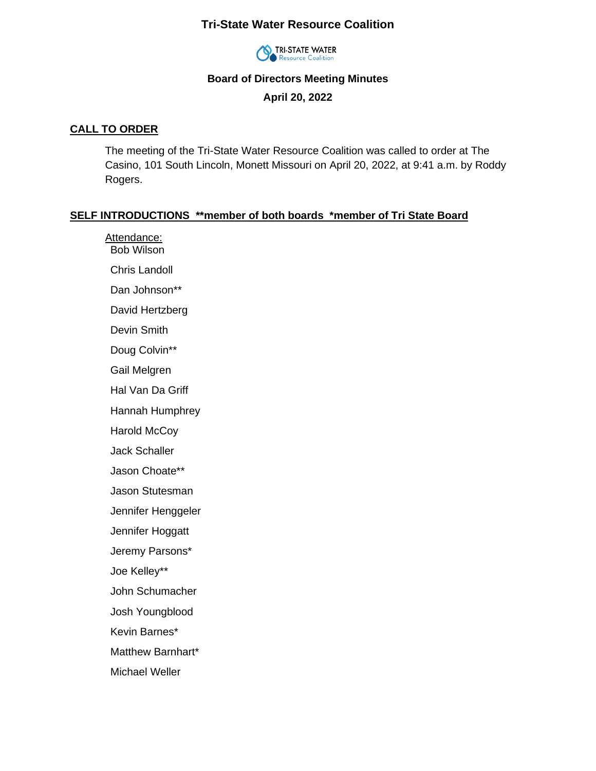# Tri-State Water Resource Coalition

TRI-STATE WATER
Resource Coalition

### Board of Directors Meeting Minutes

### April 20, 2022

## CALL TO ORDER

The meeting of the Tri-State Water Resource Coalition was called to order at The Casino, 101 South Lincoln, Monett Missouri on April 20, 2022, at 9:41 a.m. by Roddy Rogers.

## SELF INTRODUCTIONS **member of both boards *member of Tri State Board

Attendance:

Bob Wilson

Chris Landoll

Dan Johnson**

David Hertzberg

Devin Smith

Doug Colvin**

Gail Melgren

Hal Van Da Griff

Hannah Humphrey

Harold McCoy

Jack Schaller

Jason Choate**

Jason Stutesman

Jennifer Henggeler

Jennifer Hoggatt

Jeremy Parsons*

Joe Kelley**

John Schumacher

Josh Youngblood

Kevin Barnes*

Matthew Barnhart*

Michael Weller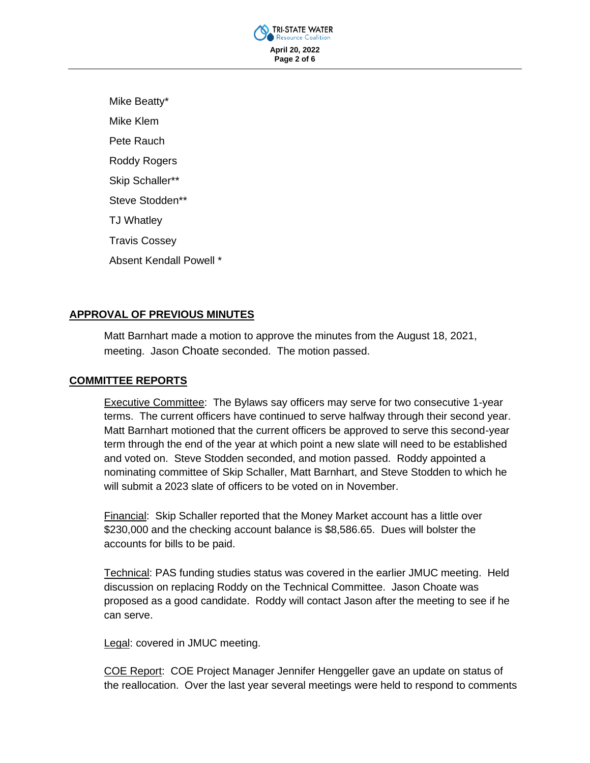Mike Beatty*

Mike Klem

Pete Rauch

Roddy Rogers

Skip Schaller**

Steve Stodden**

TJ Whatley

Travis Cossey

Absent Kendall Powell *

## APPROVAL OF PREVIOUS MINUTES

Matt Barnhart made a motion to approve the minutes from the August 18, 2021, meeting. Jason Choate seconded. The motion passed.

## COMMITTEE REPORTS

Executive Committee: The Bylaws say officers may serve for two consecutive 1-year terms. The current officers have continued to serve halfway through their second year. Matt Barnhart motioned that the current officers be approved to serve this second-year term through the end of the year at which point a new slate will need to be established and voted on. Steve Stodden seconded, and motion passed. Roddy appointed a nominating committee of Skip Schaller, Matt Barnhart, and Steve Stodden to which he will submit a 2023 slate of officers to be voted on in November.

Financial: Skip Schaller reported that the Money Market account has a little over $230,000 and the checking account balance is $8,586.65. Dues will bolster the accounts for bills to be paid.

Technical: PAS funding studies status was covered in the earlier JMUC meeting. Held discussion on replacing Roddy on the Technical Committee. Jason Choate was proposed as a good candidate. Roddy will contact Jason after the meeting to see if he can serve.

Legal: covered in JMUC meeting.

COE Report: COE Project Manager Jennifer Henggeller gave an update on status of the reallocation. Over the last year several meetings were held to respond to comments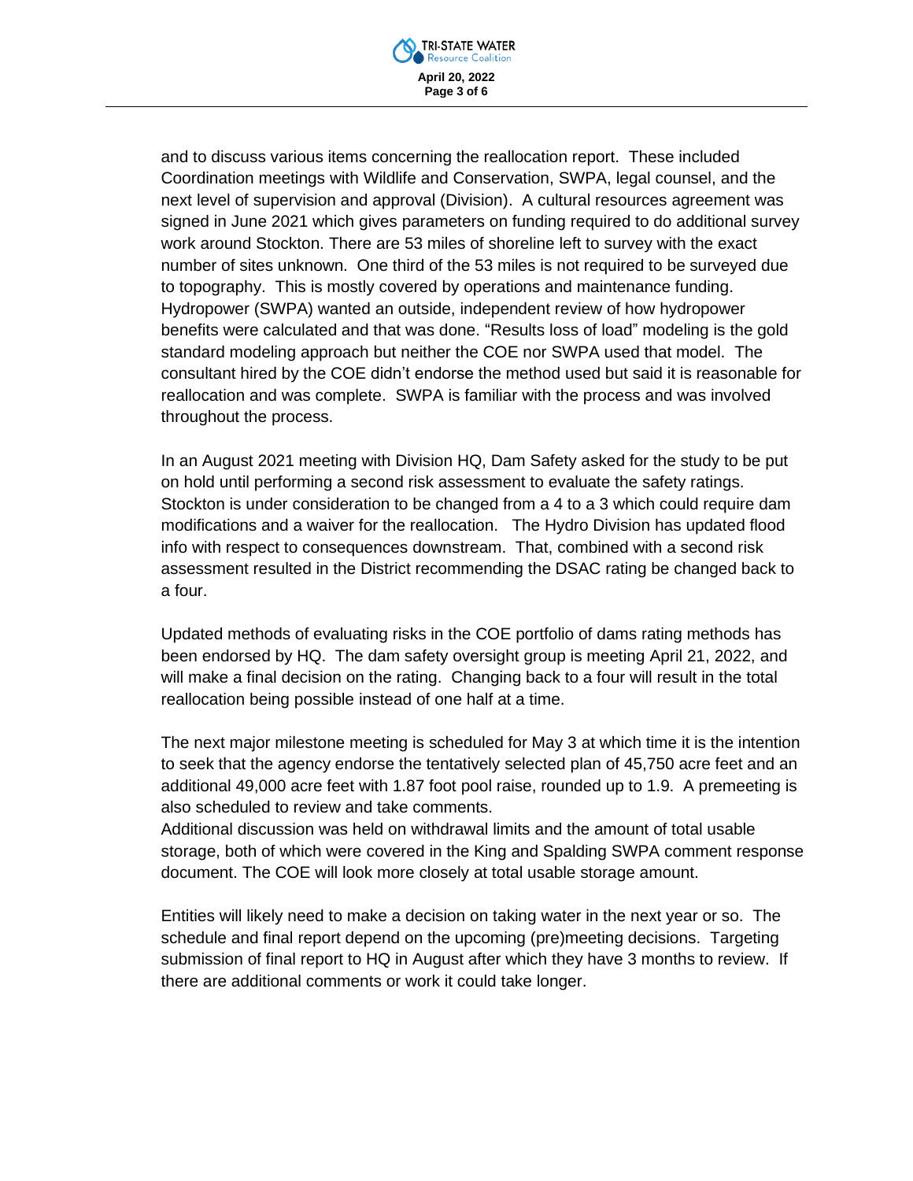and to discuss various items concerning the reallocation report. These included Coordination meetings with Wildlife and Conservation, SWPA, legal counsel, and the next level of supervision and approval (Division). A cultural resources agreement was signed in June 2021 which gives parameters on funding required to do additional survey work around Stockton. There are 53 miles of shoreline left to survey with the exact number of sites unknown. One third of the 53 miles is not required to be surveyed due to topography. This is mostly covered by operations and maintenance funding. Hydropower (SWPA) wanted an outside, independent review of how hydropower benefits were calculated and that was done. "Results loss of load" modeling is the gold standard modeling approach but neither the COE nor SWPA used that model. The consultant hired by the COE didn't endorse the method used but said it is reasonable for reallocation and was complete. SWPA is familiar with the process and was involved throughout the process.

In an August 2021 meeting with Division HQ, Dam Safety asked for the study to be put on hold until performing a second risk assessment to evaluate the safety ratings. Stockton is under consideration to be changed from a 4 to a 3 which could require dam modifications and a waiver for the reallocation. The Hydro Division has updated flood info with respect to consequences downstream. That, combined with a second risk assessment resulted in the District recommending the DSAC rating be changed back to a four.

Updated methods of evaluating risks in the COE portfolio of dams rating methods has been endorsed by HQ. The dam safety oversight group is meeting April 21, 2022, and will make a final decision on the rating. Changing back to a four will result in the total reallocation being possible instead of one half at a time.

The next major milestone meeting is scheduled for May 3 at which time it is the intention to seek that the agency endorse the tentatively selected plan of 45,750 acre feet and an additional 49,000 acre feet with 1.87 foot pool raise, rounded up to 1.9. A premeeting is also scheduled to review and take comments.

Additional discussion was held on withdrawal limits and the amount of total usable storage, both of which were covered in the King and Spalding SWPA comment response document. The COE will look more closely at total usable storage amount.

Entities will likely need to make a decision on taking water in the next year or so. The schedule and final report depend on the upcoming (pre)meeting decisions. Targeting submission of final report to HQ in August after which they have 3 months to review. If there are additional comments or work it could take longer.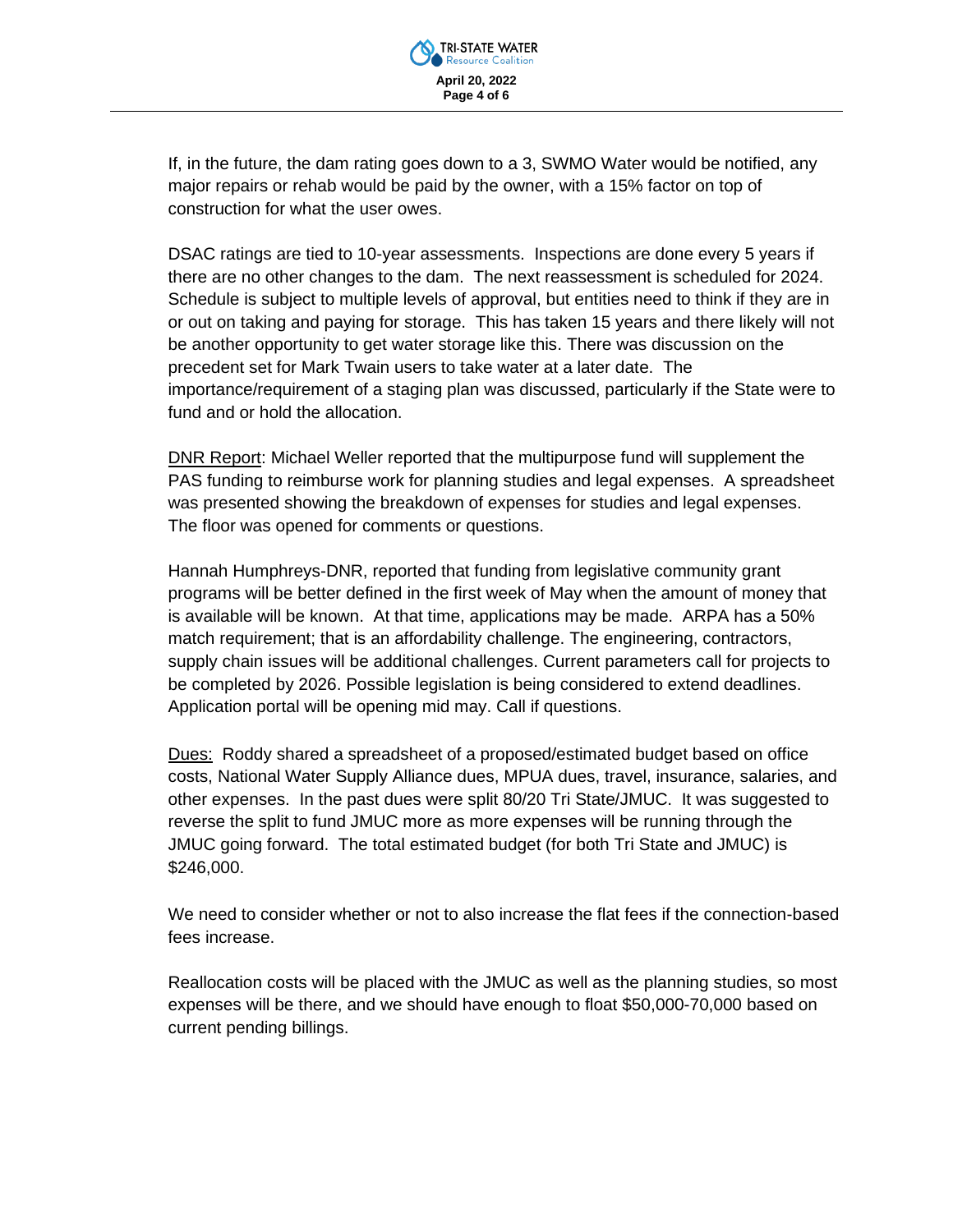If, in the future, the dam rating goes down to a 3, SWMO Water would be notified, any major repairs or rehab would be paid by the owner, with a 15% factor on top of construction for what the user owes.

DSAC ratings are tied to 10-year assessments. Inspections are done every 5 years if there are no other changes to the dam. The next reassessment is scheduled for 2024. Schedule is subject to multiple levels of approval, but entities need to think if they are in or out on taking and paying for storage. This has taken 15 years and there likely will not be another opportunity to get water storage like this. There was discussion on the precedent set for Mark Twain users to take water at a later date. The importance/requirement of a staging plan was discussed, particularly if the State were to fund and or hold the allocation.

<u>DNR Report</u>: Michael Weller reported that the multipurpose fund will supplement the PAS funding to reimburse work for planning studies and legal expenses. A spreadsheet was presented showing the breakdown of expenses for studies and legal expenses. The floor was opened for comments or questions.

Hannah Humphreys-DNR, reported that funding from legislative community grant programs will be better defined in the first week of May when the amount of money that is available will be known. At that time, applications may be made. ARPA has a 50% match requirement; that is an affordability challenge. The engineering, contractors, supply chain issues will be additional challenges. Current parameters call for projects to be completed by 2026. Possible legislation is being considered to extend deadlines. Application portal will be opening mid may. Call if questions.

<u>Dues:</u> Roddy shared a spreadsheet of a proposed/estimated budget based on office costs, National Water Supply Alliance dues, MPUA dues, travel, insurance, salaries, and other expenses. In the past dues were split 80/20 Tri State/JMUC. It was suggested to reverse the split to fund JMUC more as more expenses will be running through the JMUC going forward. The total estimated budget (for both Tri State and JMUC) is $246,000.

We need to consider whether or not to also increase the flat fees if the connection-based fees increase.

Reallocation costs will be placed with the JMUC as well as the planning studies, so most expenses will be there, and we should have enough to float $50,000-70,000 based on current pending billings.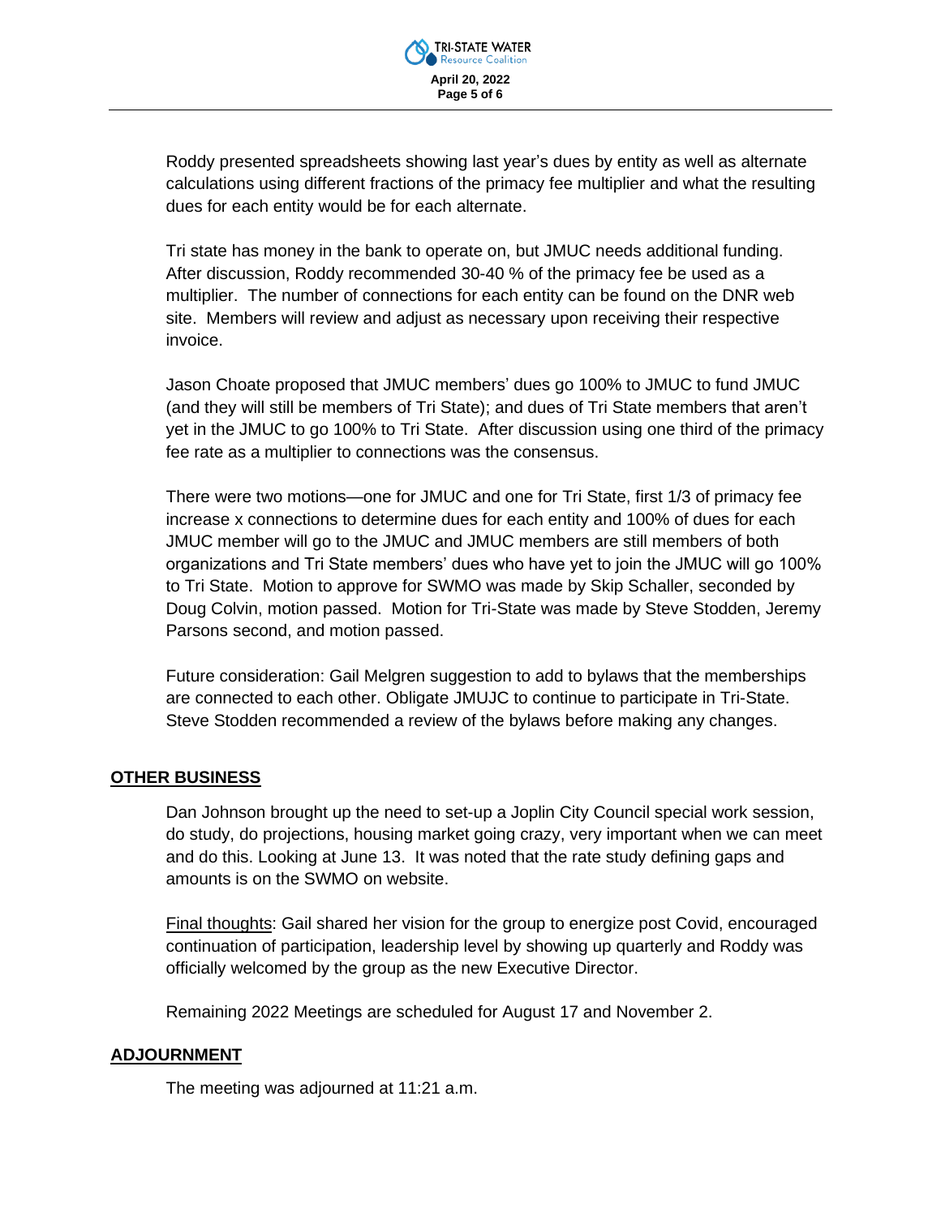Roddy presented spreadsheets showing last year's dues by entity as well as alternate calculations using different fractions of the primacy fee multiplier and what the resulting dues for each entity would be for each alternate.

Tri state has money in the bank to operate on, but JMUC needs additional funding. After discussion, Roddy recommended 30-40 % of the primacy fee be used as a multiplier. The number of connections for each entity can be found on the DNR web site. Members will review and adjust as necessary upon receiving their respective invoice.

Jason Choate proposed that JMUC members' dues go 100% to JMUC to fund JMUC (and they will still be members of Tri State); and dues of Tri State members that aren't yet in the JMUC to go 100% to Tri State. After discussion using one third of the primacy fee rate as a multiplier to connections was the consensus.

There were two motions—one for JMUC and one for Tri State, first 1/3 of primacy fee increase x connections to determine dues for each entity and 100% of dues for each JMUC member will go to the JMUC and JMUC members are still members of both organizations and Tri State members' dues who have yet to join the JMUC will go 100% to Tri State. Motion to approve for SWMO was made by Skip Schaller, seconded by Doug Colvin, motion passed. Motion for Tri-State was made by Steve Stodden, Jeremy Parsons second, and motion passed.

Future consideration: Gail Melgren suggestion to add to bylaws that the memberships are connected to each other. Obligate JMUJC to continue to participate in Tri-State. Steve Stodden recommended a review of the bylaws before making any changes.

## OTHER BUSINESS

Dan Johnson brought up the need to set-up a Joplin City Council special work session, do study, do projections, housing market going crazy, very important when we can meet and do this. Looking at June 13. It was noted that the rate study defining gaps and amounts is on the SWMO on website.

Final thoughts: Gail shared her vision for the group to energize post Covid, encouraged continuation of participation, leadership level by showing up quarterly and Roddy was officially welcomed by the group as the new Executive Director.

Remaining 2022 Meetings are scheduled for August 17 and November 2.

## ADJOURNMENT

The meeting was adjourned at 11:21 a.m.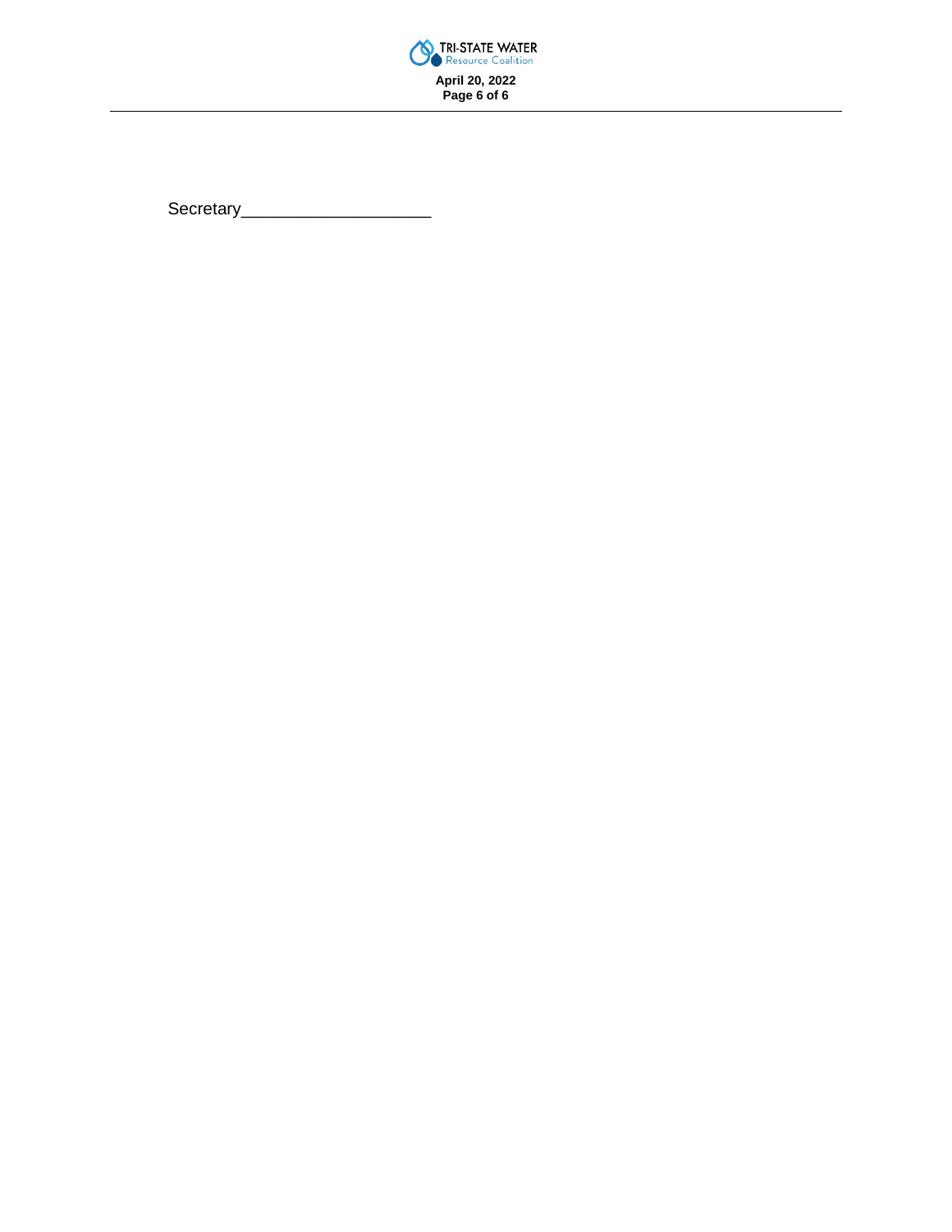Secretary___________________